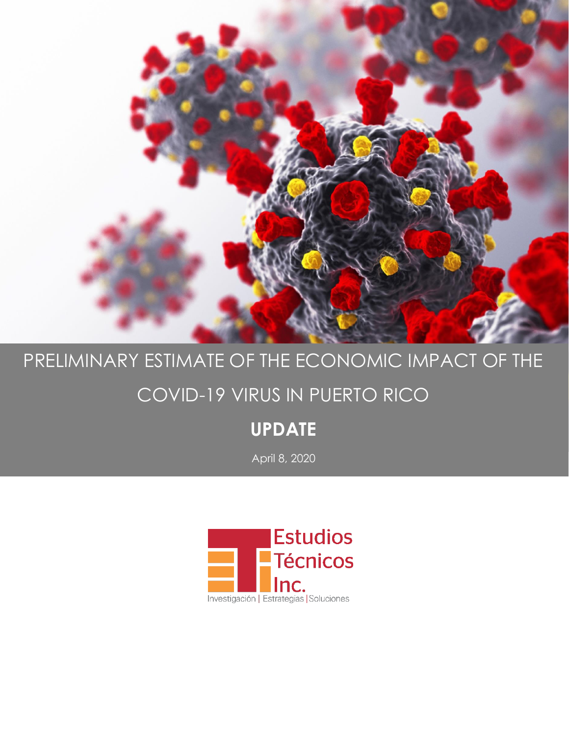# PRELIMINARY ESTIMATE OF THE ECONOMIC IMPACT OF THE COVID-19 VIRUS IN PUERTO RICO

## UPDATE

April 8, 2020

Estudios Técnicos Inc.

Investigación | Estrategias | Soluciones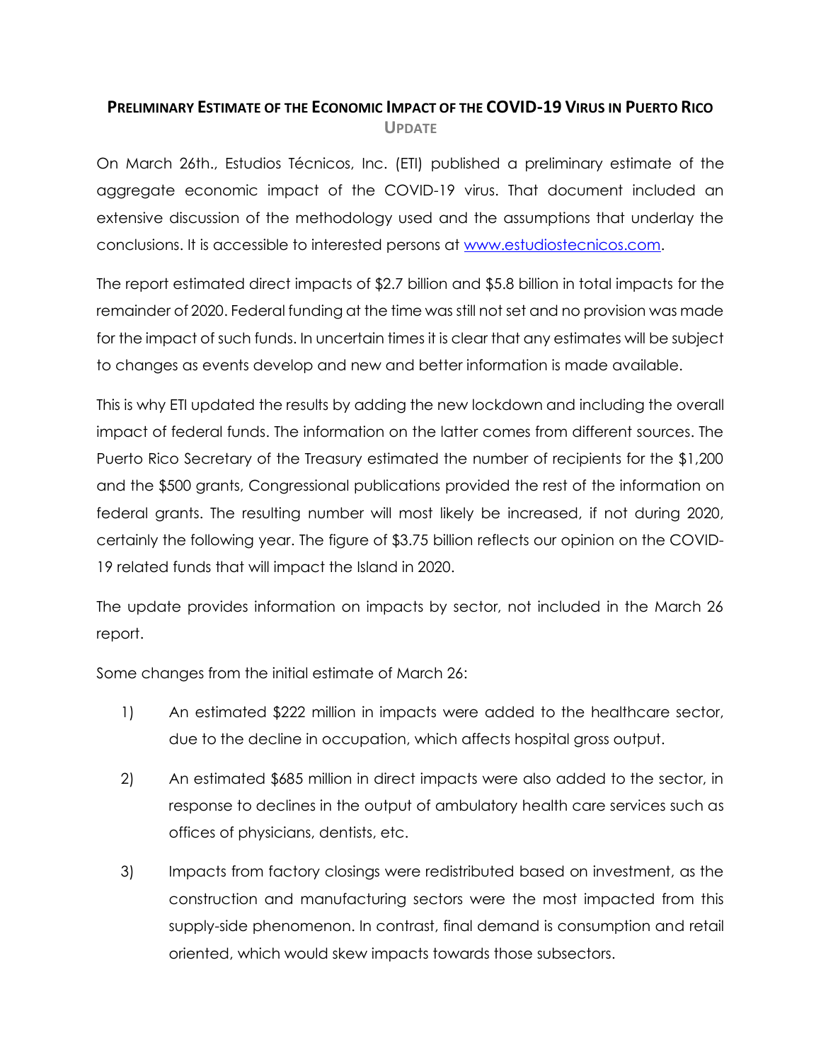# Preliminary Estimate of the Economic Impact of the COVID-19 Virus in Puerto Rico

**Update**

On March 26th., Estudios Técnicos, Inc. (ETI) published a preliminary estimate of the aggregate economic impact of the COVID-19 virus. That document included an extensive discussion of the methodology used and the assumptions that underlay the conclusions. It is accessible to interested persons at [www.estudiostecnicos.com](http://www.estudiostecnicos.com).

The report estimated direct impacts of $2.7 billion and $5.8 billion in total impacts for the remainder of 2020. Federal funding at the time was still not set and no provision was made for the impact of such funds. In uncertain times it is clear that any estimates will be subject to changes as events develop and new and better information is made available.

This is why ETI updated the results by adding the new lockdown and including the overall impact of federal funds. The information on the latter comes from different sources. The Puerto Rico Secretary of the Treasury estimated the number of recipients for the $1,200 and the $500 grants, Congressional publications provided the rest of the information on federal grants. The resulting number will most likely be increased, if not during 2020, certainly the following year. The figure of $3.75 billion reflects our opinion on the COVID-19 related funds that will impact the Island in 2020.

The update provides information on impacts by sector, not included in the March 26 report.

Some changes from the initial estimate of March 26:

1) An estimated $222 million in impacts were added to the healthcare sector, due to the decline in occupation, which affects hospital gross output.

2) An estimated $685 million in direct impacts were also added to the sector, in response to declines in the output of ambulatory health care services such as offices of physicians, dentists, etc.

3) Impacts from factory closings were redistributed based on investment, as the construction and manufacturing sectors were the most impacted from this supply-side phenomenon. In contrast, final demand is consumption and retail oriented, which would skew impacts towards those subsectors.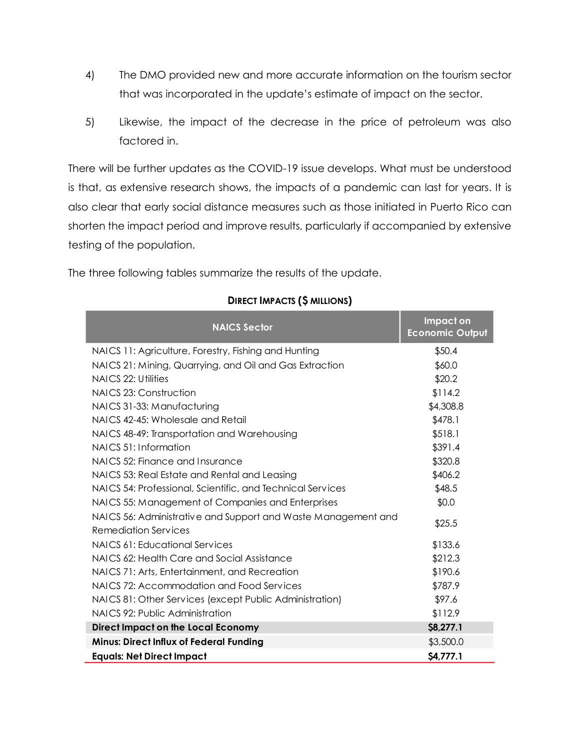4) The DMO provided new and more accurate information on the tourism sector that was incorporated in the update's estimate of impact on the sector.

5) Likewise, the impact of the decrease in the price of petroleum was also factored in.

There will be further updates as the COVID-19 issue develops. What must be understood is that, as extensive research shows, the impacts of a pandemic can last for years. It is also clear that early social distance measures such as those initiated in Puerto Rico can shorten the impact period and improve results, particularly if accompanied by extensive testing of the population.

The three following tables summarize the results of the update.

**DIRECT IMPACTS ($ MILLIONS)**

| NAICS Sector | Impact on Economic Output |
|---|---|
| NAICS 11: Agriculture, Forestry, Fishing and Hunting | $50.4 |
| NAICS 21: Mining, Quarrying, and Oil and Gas Extraction | $60.0 |
| NAICS 22: Utilities | $20.2 |
| NAICS 23: Construction | $114.2 |
| NAICS 31-33: Manufacturing | $4,308.8 |
| NAICS 42-45: Wholesale and Retail | $478.1 |
| NAICS 48-49: Transportation and Warehousing | $518.1 |
| NAICS 51: Information | $391.4 |
| NAICS 52: Finance and Insurance | $320.8 |
| NAICS 53: Real Estate and Rental and Leasing | $406.2 |
| NAICS 54: Professional, Scientific, and Technical Services | $48.5 |
| NAICS 55: Management of Companies and Enterprises | $0.0 |
| NAICS 56: Administrative and Support and Waste Management and Remediation Services | $25.5 |
| NAICS 61: Educational Services | $133.6 |
| NAICS 62: Health Care and Social Assistance | $212.3 |
| NAICS 71: Arts, Entertainment, and Recreation | $190.6 |
| NAICS 72: Accommodation and Food Services | $787.9 |
| NAICS 81: Other Services (except Public Administration) | $97.6 |
| NAICS 92: Public Administration | $112.9 |
| **Direct Impact on the Local Economy** | **$8,277.1** |
| **Minus: Direct Influx of Federal Funding** | $3,500.0 |
| **Equals: Net Direct Impact** | **$4,777.1** |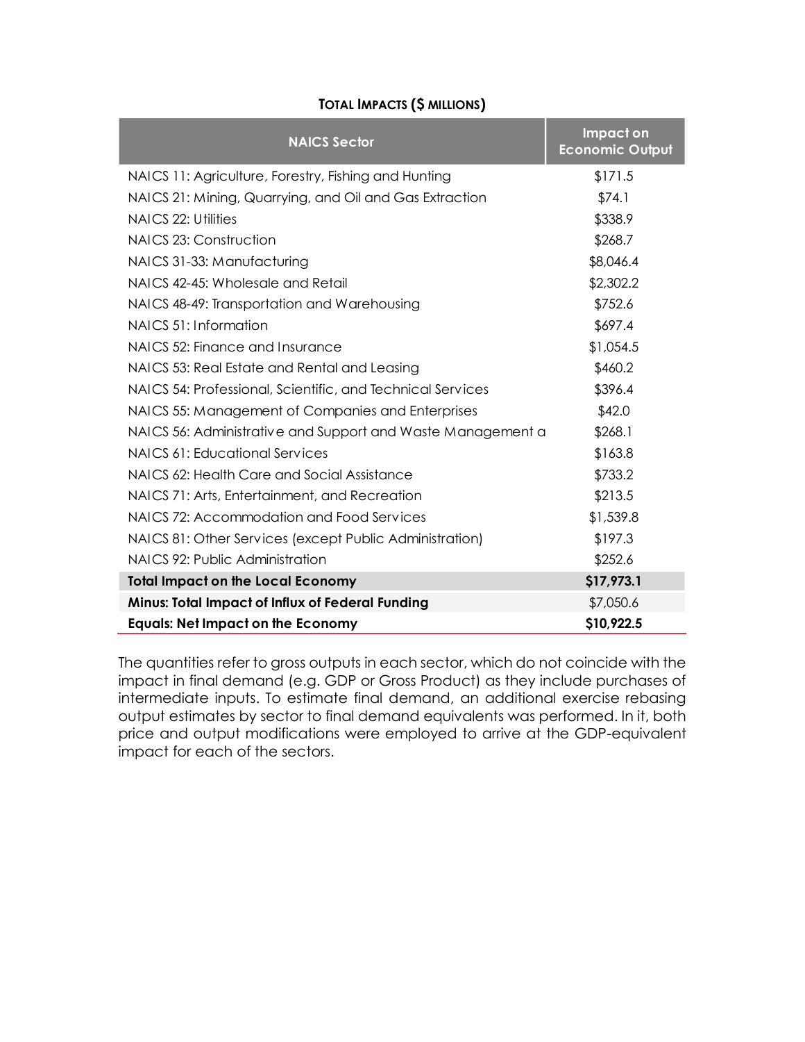**TOTAL IMPACTS ($ MILLIONS)**

| NAICS Sector | Impact on Economic Output |
|---|---|
| NAICS 11: Agriculture, Forestry, Fishing and Hunting | $171.5 |
| NAICS 21: Mining, Quarrying, and Oil and Gas Extraction | $74.1 |
| NAICS 22: Utilities | $338.9 |
| NAICS 23: Construction | $268.7 |
| NAICS 31-33: Manufacturing | $8,046.4 |
| NAICS 42-45: Wholesale and Retail | $2,302.2 |
| NAICS 48-49: Transportation and Warehousing | $752.6 |
| NAICS 51: Information | $697.4 |
| NAICS 52: Finance and Insurance | $1,054.5 |
| NAICS 53: Real Estate and Rental and Leasing | $460.2 |
| NAICS 54: Professional, Scientific, and Technical Services | $396.4 |
| NAICS 55: Management of Companies and Enterprises | $42.0 |
| NAICS 56: Administrative and Support and Waste Management a | $268.1 |
| NAICS 61: Educational Services | $163.8 |
| NAICS 62: Health Care and Social Assistance | $733.2 |
| NAICS 71: Arts, Entertainment, and Recreation | $213.5 |
| NAICS 72: Accommodation and Food Services | $1,539.8 |
| NAICS 81: Other Services (except Public Administration) | $197.3 |
| NAICS 92: Public Administration | $252.6 |
| **Total Impact on the Local Economy** | **$17,973.1** |
| **Minus: Total Impact of Influx of Federal Funding** | $7,050.6 |
| **Equals: Net Impact on the Economy** | **$10,922.5** |

The quantities refer to gross outputs in each sector, which do not coincide with the impact in final demand (e.g. GDP or Gross Product) as they include purchases of intermediate inputs. To estimate final demand, an additional exercise rebasing output estimates by sector to final demand equivalents was performed. In it, both price and output modifications were employed to arrive at the GDP-equivalent impact for each of the sectors.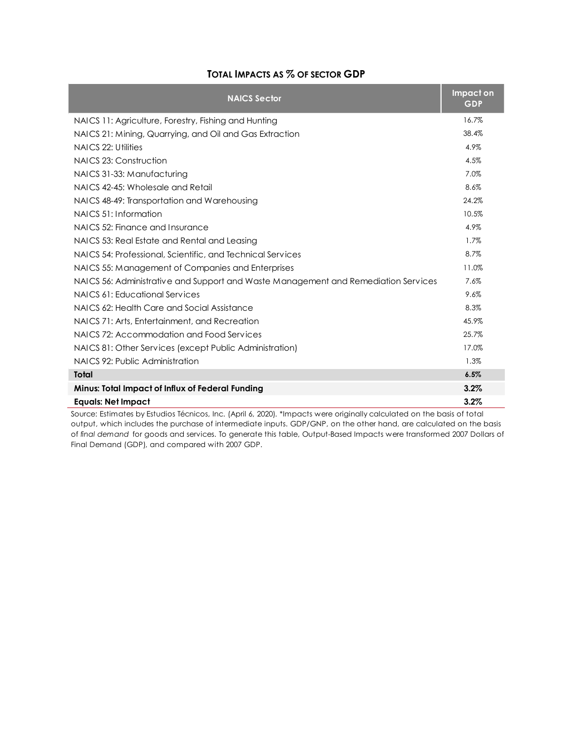### TOTAL IMPACTS AS % OF SECTOR GDP

| NAICS Sector | Impact on GDP |
|---|---|
| NAICS 11: Agriculture, Forestry, Fishing and Hunting | 16.7% |
| NAICS 21: Mining, Quarrying, and Oil and Gas Extraction | 38.4% |
| NAICS 22: Utilities | 4.9% |
| NAICS 23: Construction | 4.5% |
| NAICS 31-33: Manufacturing | 7.0% |
| NAICS 42-45: Wholesale and Retail | 8.6% |
| NAICS 48-49: Transportation and Warehousing | 24.2% |
| NAICS 51: Information | 10.5% |
| NAICS 52: Finance and Insurance | 4.9% |
| NAICS 53: Real Estate and Rental and Leasing | 1.7% |
| NAICS 54: Professional, Scientific, and Technical Services | 8.7% |
| NAICS 55: Management of Companies and Enterprises | 11.0% |
| NAICS 56: Administrative and Support and Waste Management and Remediation Services | 7.6% |
| NAICS 61: Educational Services | 9.6% |
| NAICS 62: Health Care and Social Assistance | 8.3% |
| NAICS 71: Arts, Entertainment, and Recreation | 45.9% |
| NAICS 72: Accommodation and Food Services | 25.7% |
| NAICS 81: Other Services (except Public Administration) | 17.0% |
| NAICS 92: Public Administration | 1.3% |
| **Total** | **6.5%** |
| **Minus: Total Impact of Influx of Federal Funding** | **3.2%** |
| **Equals: Net Impact** | **3.2%** |

Source: Estimates by Estudios Técnicos, Inc. (April 6, 2020). *Impacts were originally calculated on the basis of total output, which includes the purchase of intermediate inputs. GDP/GNP, on the other hand, are calculated on the basis of *final demand* for goods and services. To generate this table, Output-Based Impacts were transformed 2007 Dollars of Final Demand (GDP), and compared with 2007 GDP.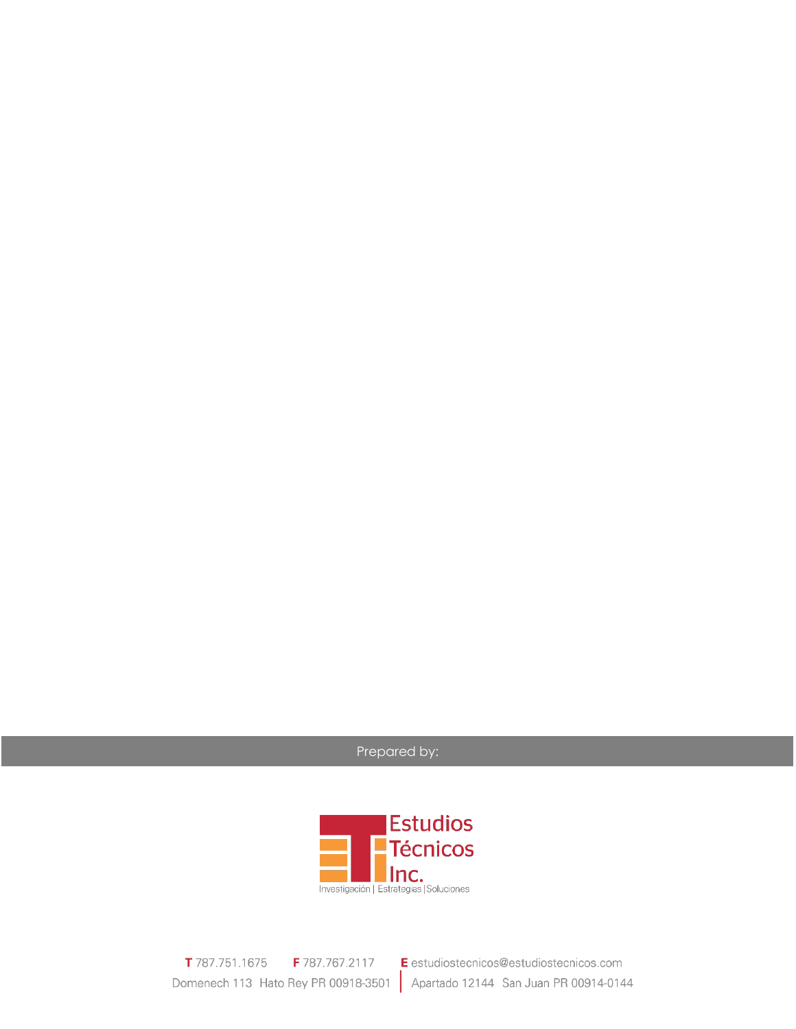Prepared by:

Estudios Técnicos Inc.

Investigación | Estrategias | Soluciones

**T** 787.751.1675 **F** 787.767.2117 **E** estudiostecnicos@estudiostecnicos.com

Domenech 113 Hato Rey PR 00918-3501 | Apartado 12144 San Juan PR 00914-0144